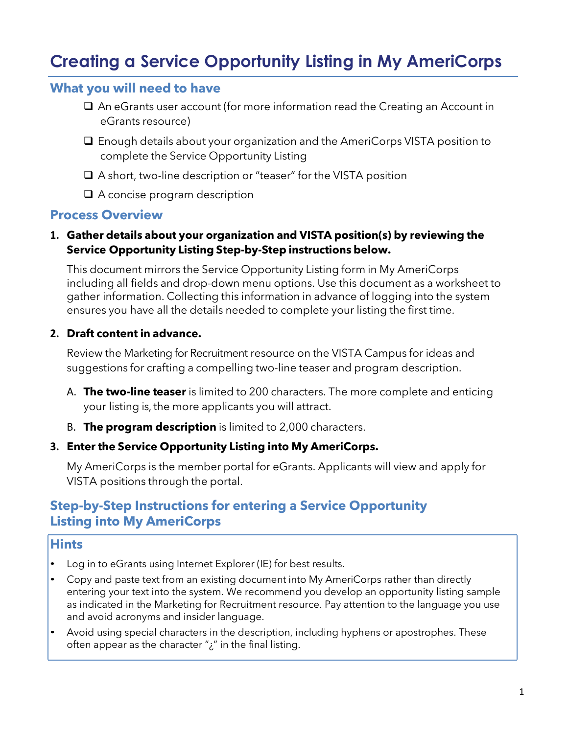# Creating a Service Opportunity Listing in My AmeriCorps

## What you will need to have

- ❑ An eGrants user account (for more information read the Creating an Account in eGrants resource)
- ❑ Enough details about your organization and the AmeriCorps VISTA position to complete the Service Opportunity Listing
- ❑ A short, two-line description or "teaser" for the VISTA position
- ❑ A concise program description

## Process Overview

1. **Gather details about your organization and VISTA position(s) by reviewing the Service Opportunity Listing Step-by-Step instructions below.**

   This document mirrors the Service Opportunity Listing form in My AmeriCorps including all fields and drop-down menu options. Use this document as a worksheet to gather information. Collecting this information in advance of logging into the system ensures you have all the details needed to complete your listing the first time.

2. **Draft content in advance.**

   Review the Marketing for Recruitment resource on the VISTA Campus for ideas and suggestions for crafting a compelling two-line teaser and program description.

   A. **The two-line teaser** is limited to 200 characters. The more complete and enticing your listing is, the more applicants you will attract.

   B. **The program description** is limited to 2,000 characters.

3. **Enter the Service Opportunity Listing into My AmeriCorps.**

   My AmeriCorps is the member portal for eGrants. Applicants will view and apply for VISTA positions through the portal.

## Step-by-Step Instructions for entering a Service Opportunity Listing into My AmeriCorps

### Hints

- Log in to eGrants using Internet Explorer (IE) for best results.
- Copy and paste text from an existing document into My AmeriCorps rather than directly entering your text into the system. We recommend you develop an opportunity listing sample as indicated in the Marketing for Recruitment resource. Pay attention to the language you use and avoid acronyms and insider language.
- Avoid using special characters in the description, including hyphens or apostrophes. These often appear as the character "¿" in the final listing.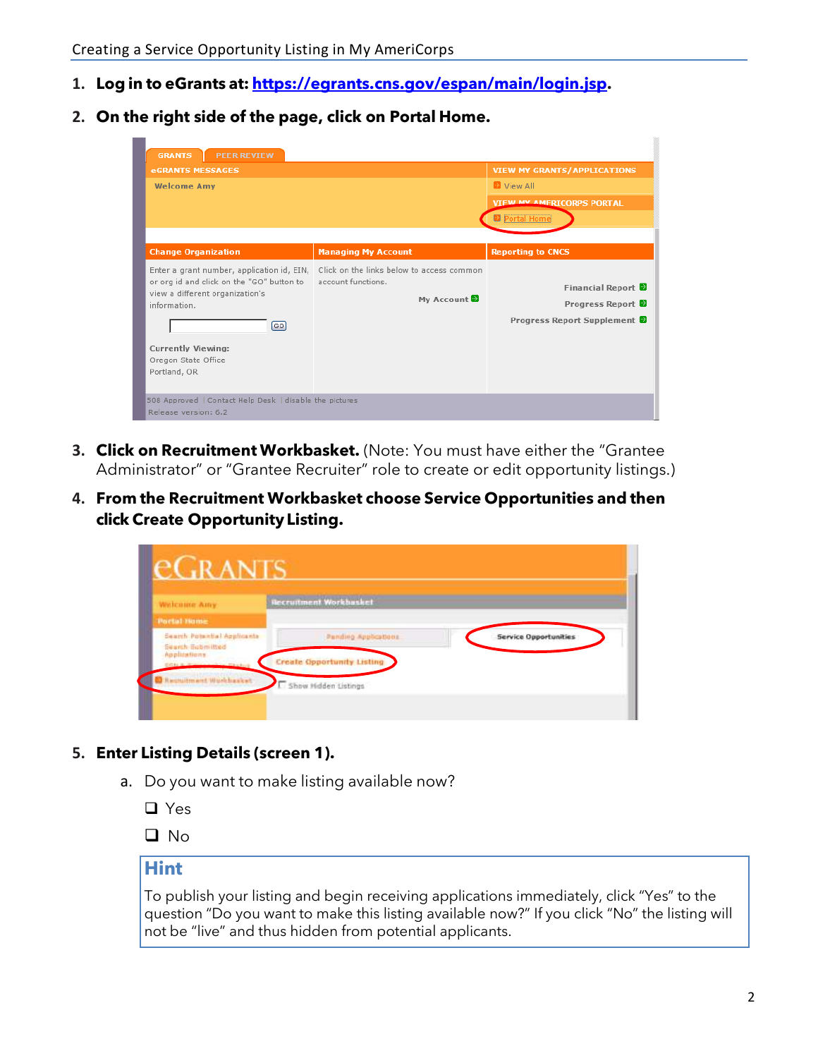1. **Log in to eGrants at: [https://egrants.cns.gov/espan/main/login.jsp](https://egrants.cns.gov/espan/main/login.jsp).**
2. **On the right side of the page, click on Portal Home.**
3. **Click on Recruitment Workbasket.** (Note: You must have either the "Grantee Administrator" or "Grantee Recruiter" role to create or edit opportunity listings.)
4. **From the Recruitment Workbasket choose Service Opportunities and then click Create Opportunity Listing.**
5. **Enter Listing Details (screen 1).**
   a. Do you want to make listing available now?

      ❑ Yes

      ❑ No

## Hint

To publish your listing and begin receiving applications immediately, click "Yes" to the question "Do you want to make this listing available now?" If you click "No" the listing will not be "live" and thus hidden from potential applicants.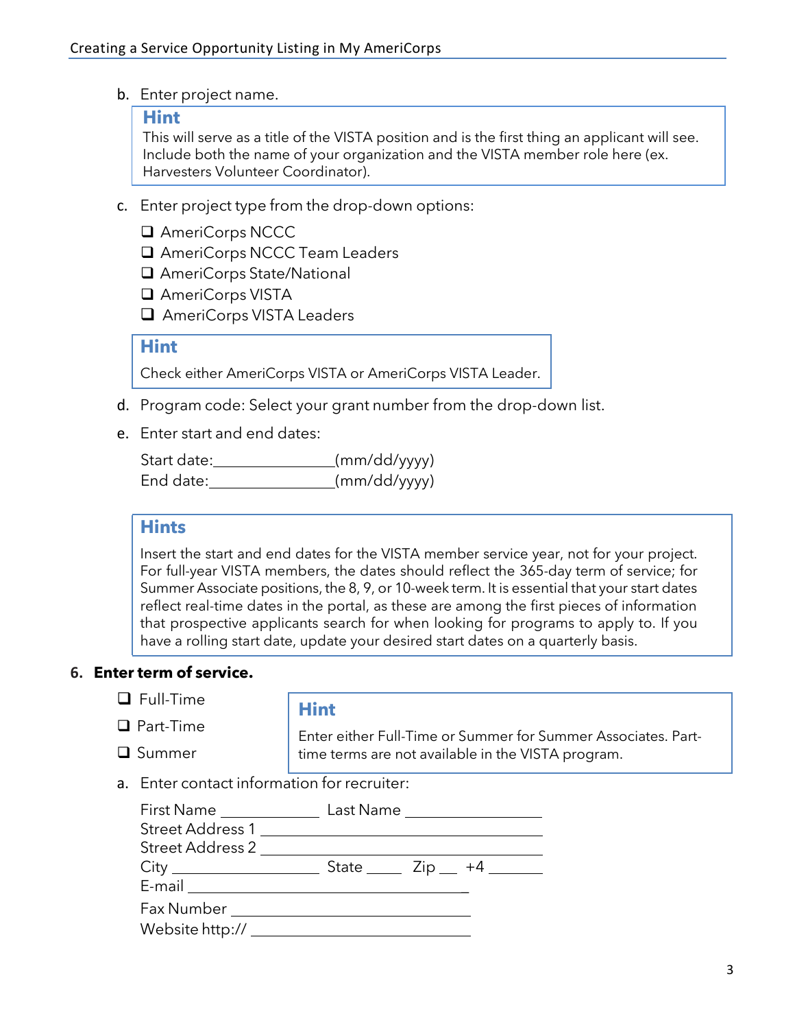b. Enter project name.

> **Hint**
> This will serve as a title of the VISTA position and is the first thing an applicant will see. Include both the name of your organization and the VISTA member role here (ex. Harvesters Volunteer Coordinator).

c. Enter project type from the drop-down options:

- ❑ AmeriCorps NCCC
- ❑ AmeriCorps NCCC Team Leaders
- ❑ AmeriCorps State/National
- ❑ AmeriCorps VISTA
- ❑ AmeriCorps VISTA Leaders

> **Hint**
> Check either AmeriCorps VISTA or AmeriCorps VISTA Leader.

d. Program code: Select your grant number from the drop-down list.

e. Enter start and end dates:

Start date:_______________(mm/dd/yyyy)
End date:_______________(mm/dd/yyyy)

> **Hints**
> Insert the start and end dates for the VISTA member service year, not for your project. For full-year VISTA members, the dates should reflect the 365-day term of service; for Summer Associate positions, the 8, 9, or 10-week term. It is essential that your start dates reflect real-time dates in the portal, as these are among the first pieces of information that prospective applicants search for when looking for programs to apply to. If you have a rolling start date, update your desired start dates on a quarterly basis.

**6. Enter term of service.**

- ❑ Full-Time
- ❑ Part-Time
- ❑ Summer

> **Hint**
> Enter either Full-Time or Summer for Summer Associates. Part-time terms are not available in the VISTA program.

a. Enter contact information for recruiter:

First Name ____________ Last Name ________________
Street Address 1 ________________________________
Street Address 2 ________________________________
City ________________ State ____ Zip __ +4 ______
E-mail ________________________________
Fax Number ______________________________
Website http:// ___________________________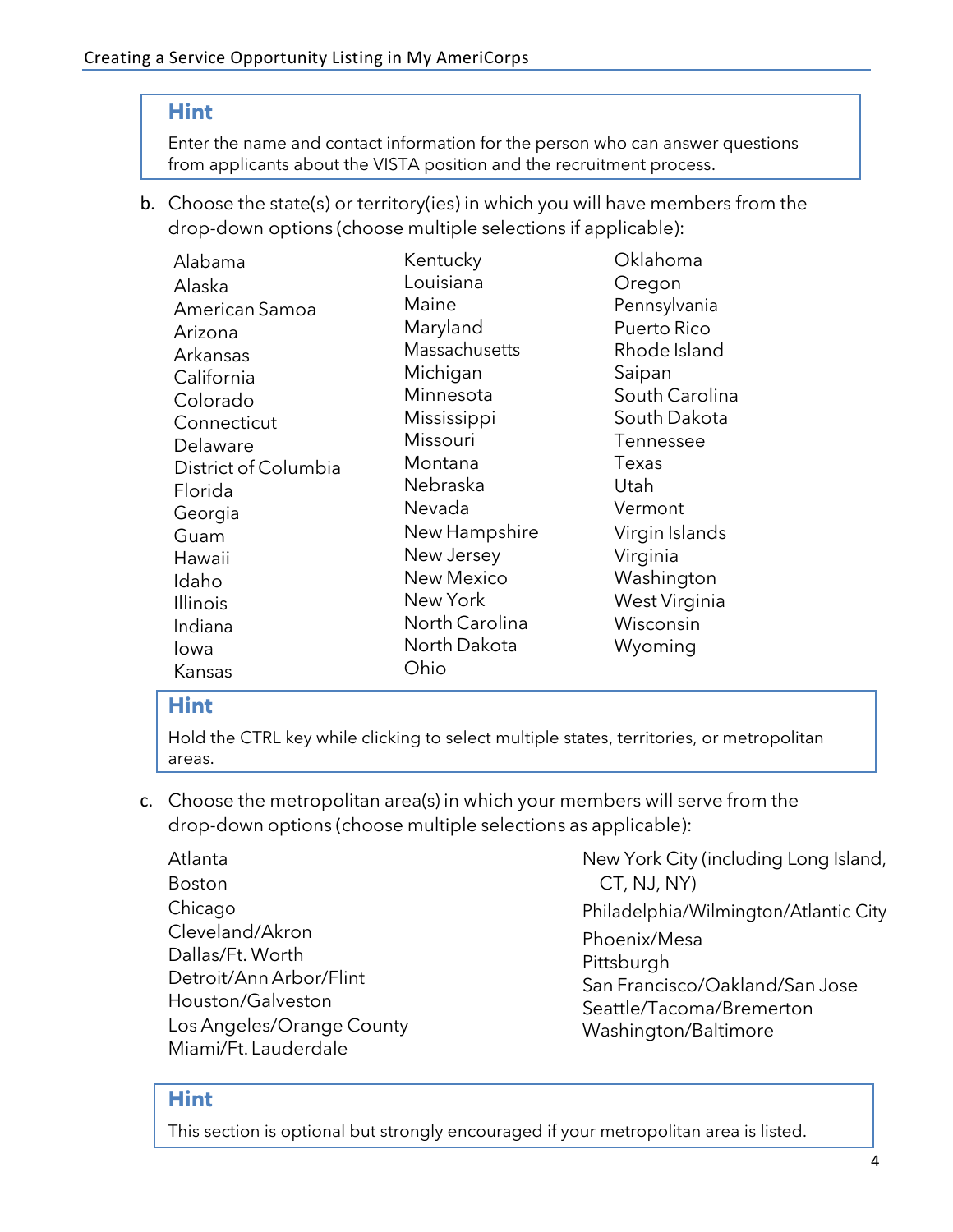> **Hint**
>
> Enter the name and contact information for the person who can answer questions from applicants about the VISTA position and the recruitment process.

b. Choose the state(s) or territory(ies) in which you will have members from the drop-down options (choose multiple selections if applicable):

Alabama
Alaska
American Samoa
Arizona
Arkansas
California
Colorado
Connecticut
Delaware
District of Columbia
Florida
Georgia
Guam
Hawaii
Idaho
Illinois
Indiana
Iowa
Kansas
Kentucky
Louisiana
Maine
Maryland
Massachusetts
Michigan
Minnesota
Mississippi
Missouri
Montana
Nebraska
Nevada
New Hampshire
New Jersey
New Mexico
New York
North Carolina
North Dakota
Ohio
Oklahoma
Oregon
Pennsylvania
Puerto Rico
Rhode Island
Saipan
South Carolina
South Dakota
Tennessee
Texas
Utah
Vermont
Virgin Islands
Virginia
Washington
West Virginia
Wisconsin
Wyoming

> **Hint**
>
> Hold the CTRL key while clicking to select multiple states, territories, or metropolitan areas.

c. Choose the metropolitan area(s) in which your members will serve from the drop-down options (choose multiple selections as applicable):

Atlanta
Boston
Chicago
Cleveland/Akron
Dallas/Ft. Worth
Detroit/Ann Arbor/Flint
Houston/Galveston
Los Angeles/Orange County
Miami/Ft. Lauderdale
New York City (including Long Island, CT, NJ, NY)
Philadelphia/Wilmington/Atlantic City
Phoenix/Mesa
Pittsburgh
San Francisco/Oakland/San Jose
Seattle/Tacoma/Bremerton
Washington/Baltimore

> **Hint**
>
> This section is optional but strongly encouraged if your metropolitan area is listed.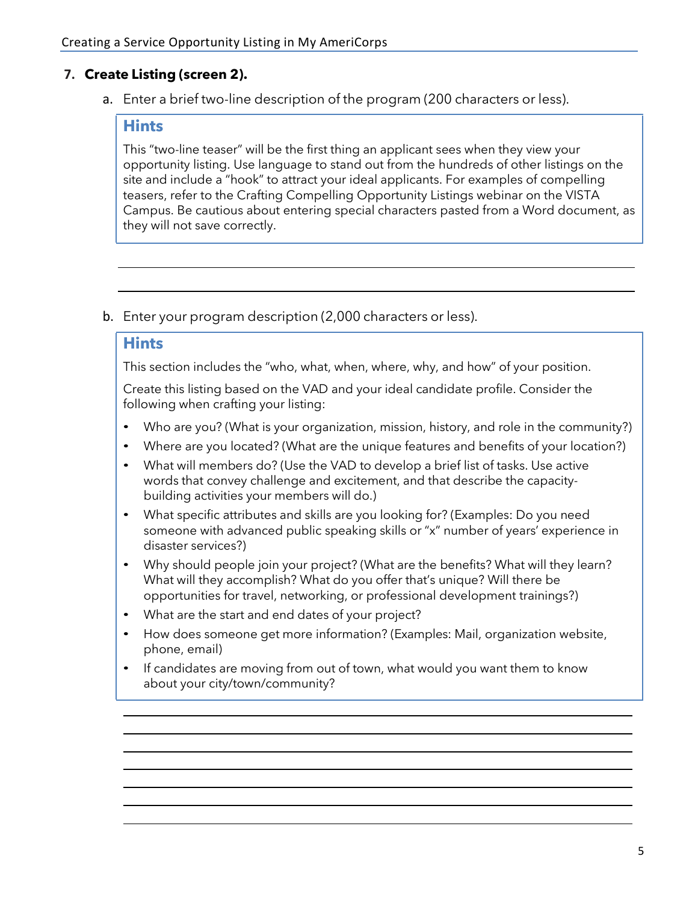7. **Create Listing (screen 2).**

   a. Enter a brief two-line description of the program (200 characters or less).

   > **Hints**
   >
   > This "two-line teaser" will be the first thing an applicant sees when they view your opportunity listing. Use language to stand out from the hundreds of other listings on the site and include a "hook" to attract your ideal applicants. For examples of compelling teasers, refer to the Crafting Compelling Opportunity Listings webinar on the VISTA Campus. Be cautious about entering special characters pasted from a Word document, as they will not save correctly.

   ______________________________________________________________

   ______________________________________________________________

   b. Enter your program description (2,000 characters or less).

   > **Hints**
   >
   > This section includes the "who, what, when, where, why, and how" of your position.
   >
   > Create this listing based on the VAD and your ideal candidate profile. Consider the following when crafting your listing:
   >
   > - Who are you? (What is your organization, mission, history, and role in the community?)
   > - Where are you located? (What are the unique features and benefits of your location?)
   > - What will members do? (Use the VAD to develop a brief list of tasks. Use active words that convey challenge and excitement, and that describe the capacity-building activities your members will do.)
   > - What specific attributes and skills are you looking for? (Examples: Do you need someone with advanced public speaking skills or "x" number of years' experience in disaster services?)
   > - Why should people join your project? (What are the benefits? What will they learn? What will they accomplish? What do you offer that's unique? Will there be opportunities for travel, networking, or professional development trainings?)
   > - What are the start and end dates of your project?
   > - How does someone get more information? (Examples: Mail, organization website, phone, email)
   > - If candidates are moving from out of town, what would you want them to know about your city/town/community?

   ______________________________________________________________

   ______________________________________________________________

   ______________________________________________________________

   ______________________________________________________________

   ______________________________________________________________

   ______________________________________________________________

   ______________________________________________________________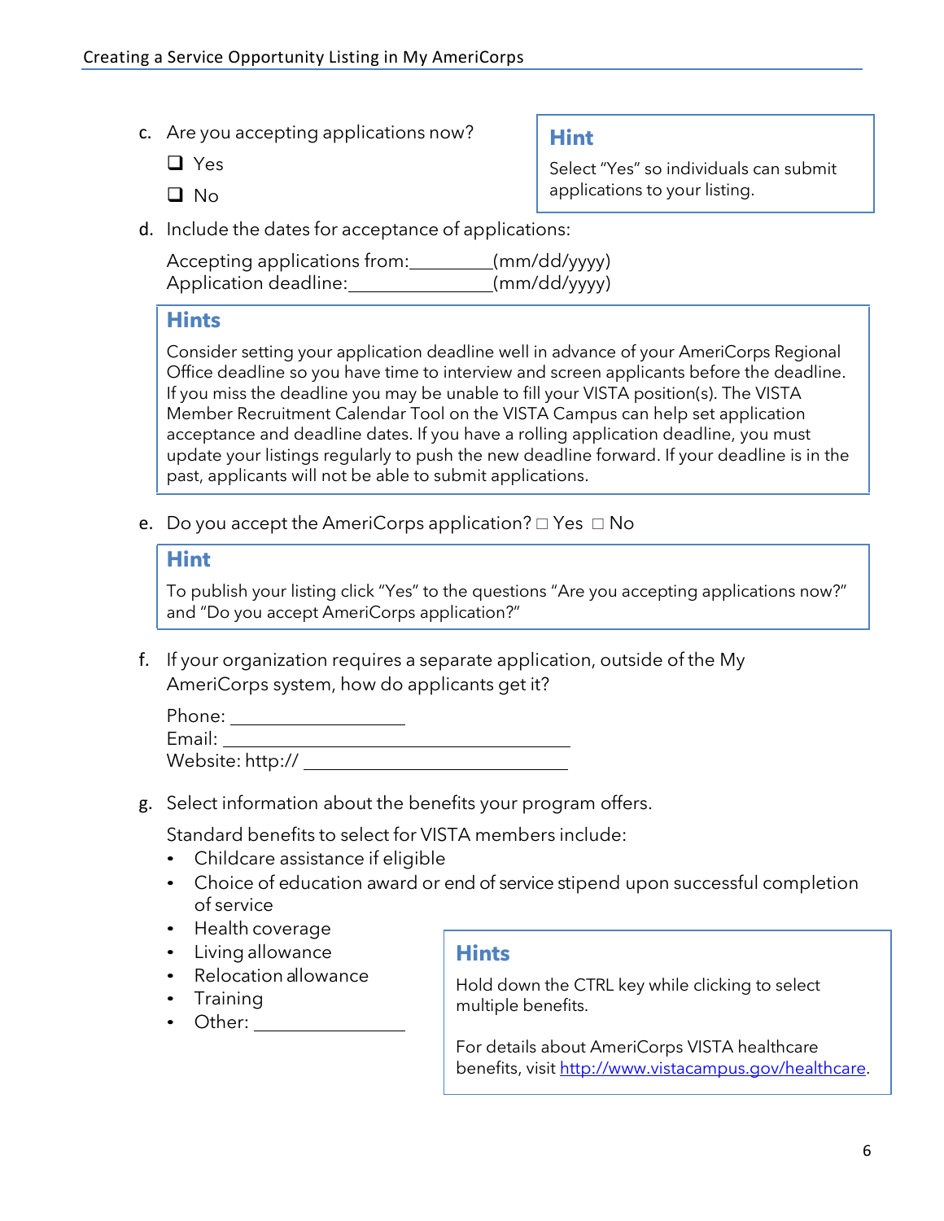c. Are you accepting applications now?

- ☐ Yes
- ☐ No

> **Hint**
>
> Select "Yes" so individuals can submit applications to your listing.

d. Include the dates for acceptance of applications:

Accepting applications from:_________(mm/dd/yyyy)
Application deadline:_______________(mm/dd/yyyy)

> **Hints**
>
> Consider setting your application deadline well in advance of your AmeriCorps Regional Office deadline so you have time to interview and screen applicants before the deadline. If you miss the deadline you may be unable to fill your VISTA position(s). The VISTA Member Recruitment Calendar Tool on the VISTA Campus can help set application acceptance and deadline dates. If you have a rolling application deadline, you must update your listings regularly to push the new deadline forward. If your deadline is in the past, applicants will not be able to submit applications.

e. Do you accept the AmeriCorps application? ☐ Yes ☐ No

> **Hint**
>
> To publish your listing click "Yes" to the questions "Are you accepting applications now?" and "Do you accept AmeriCorps application?"

f. If your organization requires a separate application, outside of the My AmeriCorps system, how do applicants get it?

Phone: ___________________
Email: _______________________________________
Website: http:// ______________________________

g. Select information about the benefits your program offers.

Standard benefits to select for VISTA members include:

- Childcare assistance if eligible
- Choice of education award or end of service stipend upon successful completion of service
- Health coverage
- Living allowance
- Relocation allowance
- Training
- Other: _________________

> **Hints**
>
> Hold down the CTRL key while clicking to select multiple benefits.
>
> For details about AmeriCorps VISTA healthcare benefits, visit [http://www.vistacampus.gov/healthcare](http://www.vistacampus.gov/healthcare).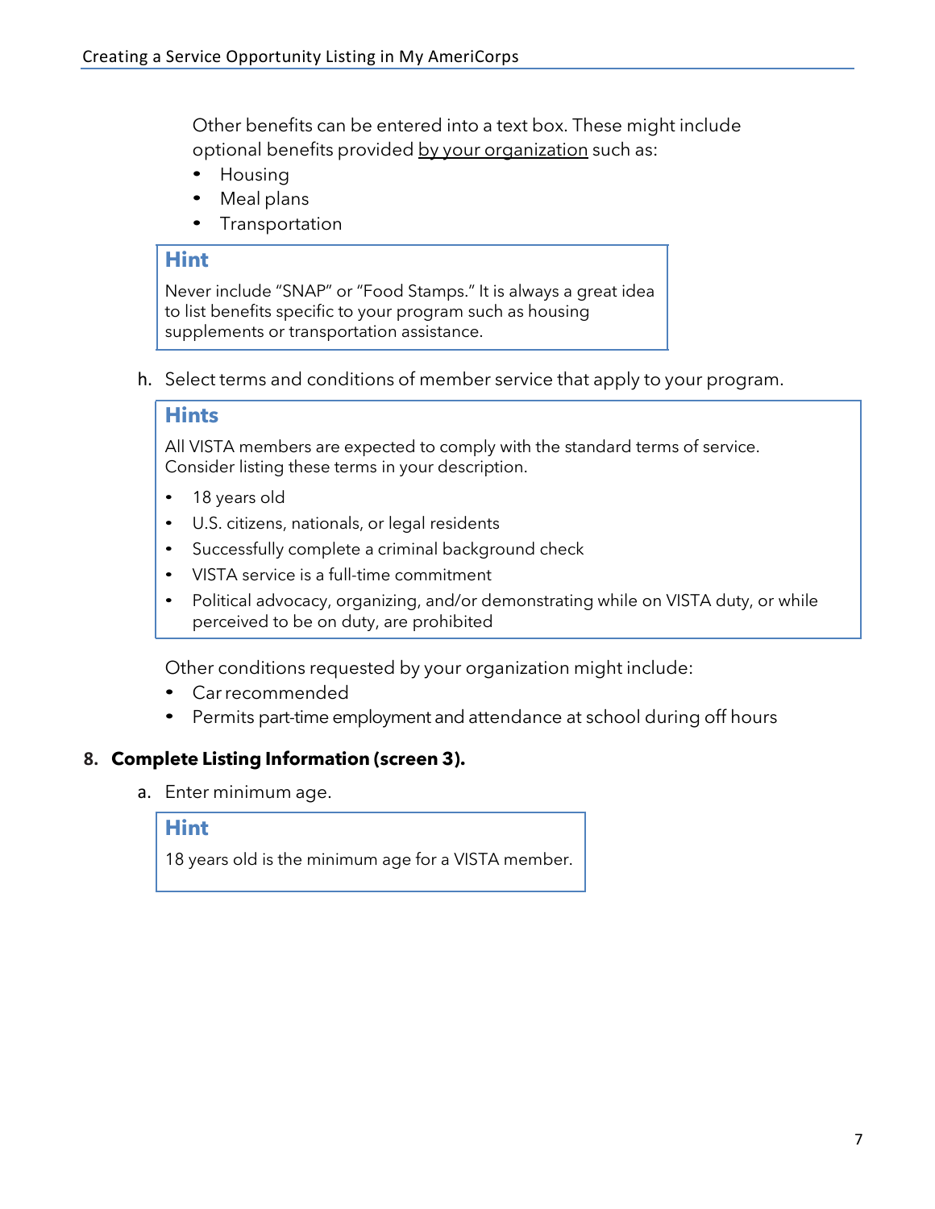Other benefits can be entered into a text box. These might include optional benefits provided <u>by your organization</u> such as:

- Housing
- Meal plans
- Transportation

> **Hint**
>
> Never include "SNAP" or "Food Stamps." It is always a great idea to list benefits specific to your program such as housing supplements or transportation assistance.

h. Select terms and conditions of member service that apply to your program.

> **Hints**
>
> All VISTA members are expected to comply with the standard terms of service. Consider listing these terms in your description.
>
> - 18 years old
> - U.S. citizens, nationals, or legal residents
> - Successfully complete a criminal background check
> - VISTA service is a full-time commitment
> - Political advocacy, organizing, and/or demonstrating while on VISTA duty, or while perceived to be on duty, are prohibited

Other conditions requested by your organization might include:

- Car recommended
- Permits part-time employment and attendance at school during off hours

**8. Complete Listing Information (screen 3).**

a. Enter minimum age.

> **Hint**
>
> 18 years old is the minimum age for a VISTA member.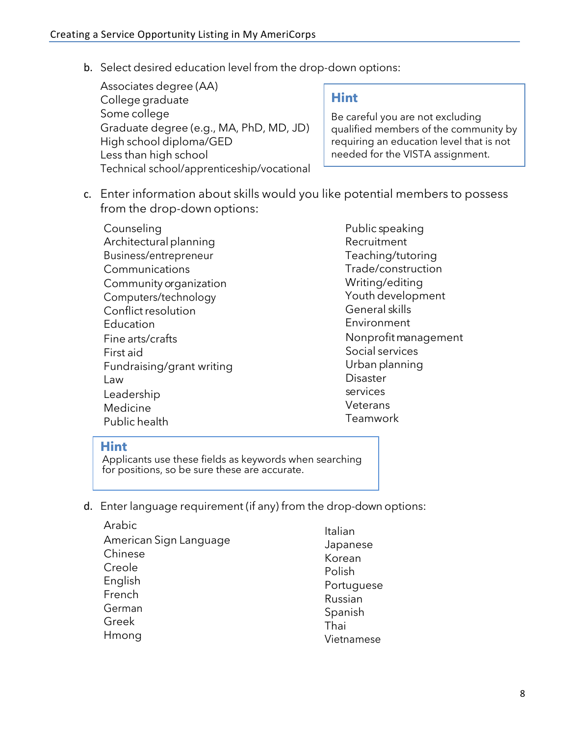b. Select desired education level from the drop-down options:

   - Associates degree (AA)
   - College graduate
   - Some college
   - Graduate degree (e.g., MA, PhD, MD, JD)
   - High school diploma/GED
   - Less than high school
   - Technical school/apprenticeship/vocational

> **Hint**
>
> Be careful you are not excluding qualified members of the community by requiring an education level that is not needed for the VISTA assignment.

c. Enter information about skills would you like potential members to possess from the drop-down options:

   - Counseling
   - Architectural planning
   - Business/entrepreneur
   - Communications
   - Community organization
   - Computers/technology
   - Conflict resolution
   - Education
   - Fine arts/crafts
   - First aid
   - Fundraising/grant writing
   - Law
   - Leadership
   - Medicine
   - Public health
   - Public speaking
   - Recruitment
   - Teaching/tutoring
   - Trade/construction
   - Writing/editing
   - Youth development
   - General skills
   - Environment
   - Nonprofit management
   - Social services
   - Urban planning
   - Disaster services
   - Veterans
   - Teamwork

> **Hint**
>
> Applicants use these fields as keywords when searching for positions, so be sure these are accurate.

d. Enter language requirement (if any) from the drop-down options:

   - Arabic
   - American Sign Language
   - Chinese
   - Creole
   - English
   - French
   - German
   - Greek
   - Hmong
   - Italian
   - Japanese
   - Korean
   - Polish
   - Portuguese
   - Russian
   - Spanish
   - Thai
   - Vietnamese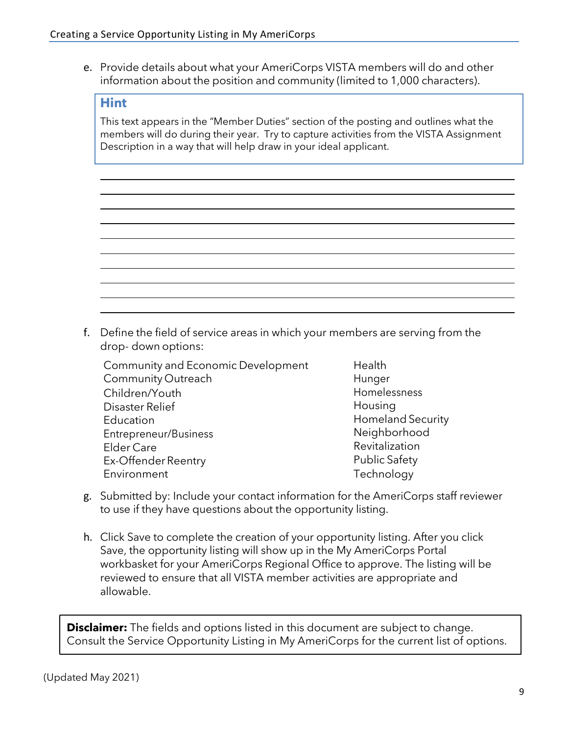e. Provide details about what your AmeriCorps VISTA members will do and other information about the position and community (limited to 1,000 characters).

> **Hint**
>
> This text appears in the "Member Duties" section of the posting and outlines what the members will do during their year. Try to capture activities from the VISTA Assignment Description in a way that will help draw in your ideal applicant.

______________________________________________________________________

______________________________________________________________________

______________________________________________________________________

______________________________________________________________________

______________________________________________________________________

______________________________________________________________________

______________________________________________________________________

______________________________________________________________________

______________________________________________________________________

f. Define the field of service areas in which your members are serving from the drop- down options:

- Community and Economic Development
- Community Outreach
- Children/Youth
- Disaster Relief
- Education
- Entrepreneur/Business
- Elder Care
- Ex-Offender Reentry
- Environment
- Health
- Hunger
- Homelessness
- Housing
- Homeland Security
- Neighborhood
- Revitalization
- Public Safety
- Technology

g. Submitted by: Include your contact information for the AmeriCorps staff reviewer to use if they have questions about the opportunity listing.

h. Click Save to complete the creation of your opportunity listing. After you click Save, the opportunity listing will show up in the My AmeriCorps Portal workbasket for your AmeriCorps Regional Office to approve. The listing will be reviewed to ensure that all VISTA member activities are appropriate and allowable.

> **Disclaimer:** The fields and options listed in this document are subject to change. Consult the Service Opportunity Listing in My AmeriCorps for the current list of options.

(Updated May 2021)